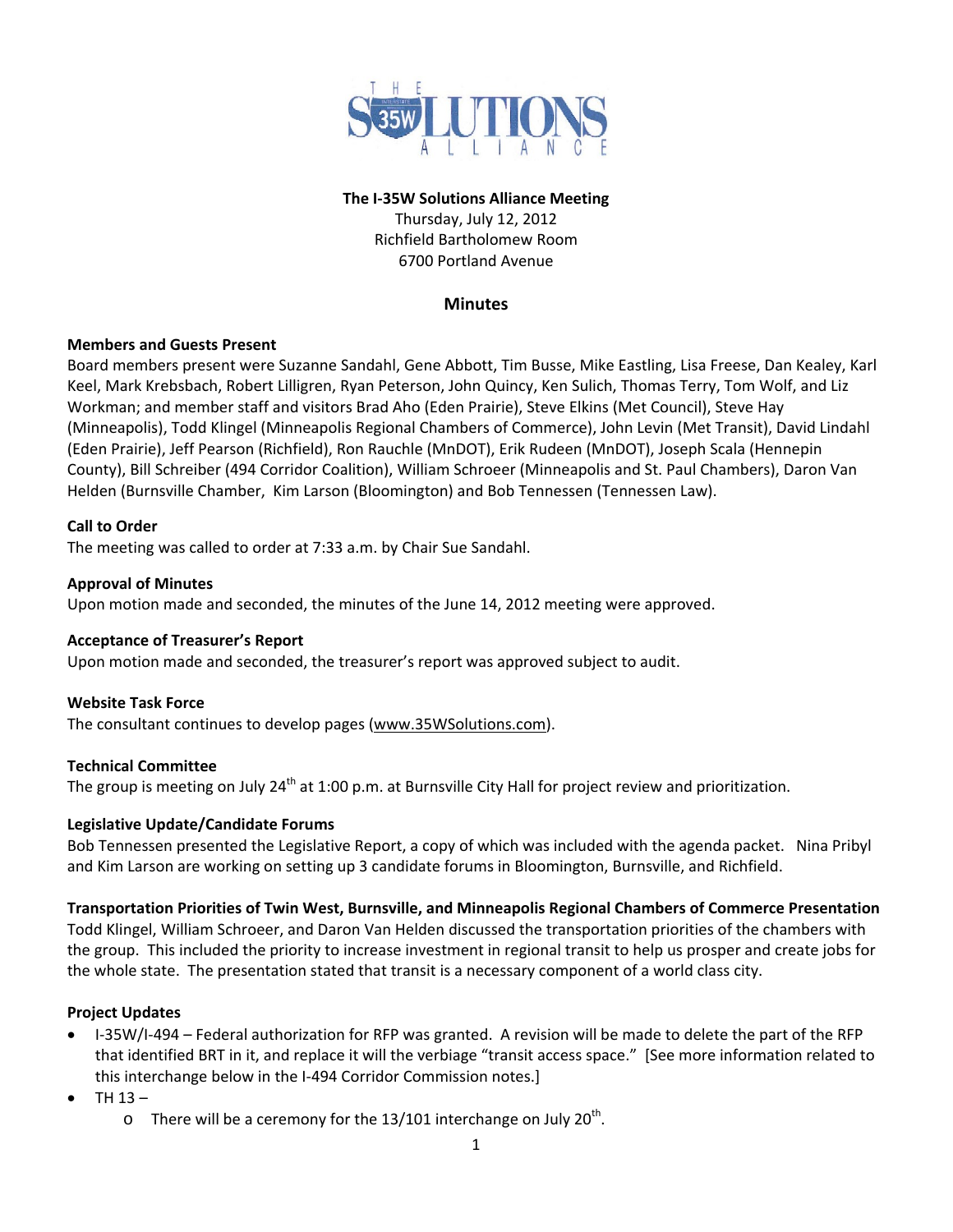THE I-35W SOLUTIONS ALLIANCE

**The I-35W Solutions Alliance Meeting**
Thursday, July 12, 2012
Richfield Bartholomew Room
6700 Portland Avenue

## Minutes

**Members and Guests Present**

Board members present were Suzanne Sandahl, Gene Abbott, Tim Busse, Mike Eastling, Lisa Freese, Dan Kealey, Karl Keel, Mark Krebsbach, Robert Lilligren, Ryan Peterson, John Quincy, Ken Sulich, Thomas Terry, Tom Wolf, and Liz Workman; and member staff and visitors Brad Aho (Eden Prairie), Steve Elkins (Met Council), Steve Hay (Minneapolis), Todd Klingel (Minneapolis Regional Chambers of Commerce), John Levin (Met Transit), David Lindahl (Eden Prairie), Jeff Pearson (Richfield), Ron Rauchle (MnDOT), Erik Rudeen (MnDOT), Joseph Scala (Hennepin County), Bill Schreiber (494 Corridor Coalition), William Schroeer (Minneapolis and St. Paul Chambers), Daron Van Helden (Burnsville Chamber, Kim Larson (Bloomington) and Bob Tennessen (Tennessen Law).

**Call to Order**

The meeting was called to order at 7:33 a.m. by Chair Sue Sandahl.

**Approval of Minutes**

Upon motion made and seconded, the minutes of the June 14, 2012 meeting were approved.

**Acceptance of Treasurer's Report**

Upon motion made and seconded, the treasurer's report was approved subject to audit.

**Website Task Force**

The consultant continues to develop pages (www.35WSolutions.com).

**Technical Committee**

The group is meeting on July 24th at 1:00 p.m. at Burnsville City Hall for project review and prioritization.

**Legislative Update/Candidate Forums**

Bob Tennessen presented the Legislative Report, a copy of which was included with the agenda packet. Nina Pribyl and Kim Larson are working on setting up 3 candidate forums in Bloomington, Burnsville, and Richfield.

**Transportation Priorities of Twin West, Burnsville, and Minneapolis Regional Chambers of Commerce Presentation**

Todd Klingel, William Schroeer, and Daron Van Helden discussed the transportation priorities of the chambers with the group. This included the priority to increase investment in regional transit to help us prosper and create jobs for the whole state. The presentation stated that transit is a necessary component of a world class city.

**Project Updates**

- I-35W/I-494 – Federal authorization for RFP was granted. A revision will be made to delete the part of the RFP that identified BRT in it, and replace it will the verbiage "transit access space." [See more information related to this interchange below in the I-494 Corridor Commission notes.]
- TH 13 –
  - There will be a ceremony for the 13/101 interchange on July 20th.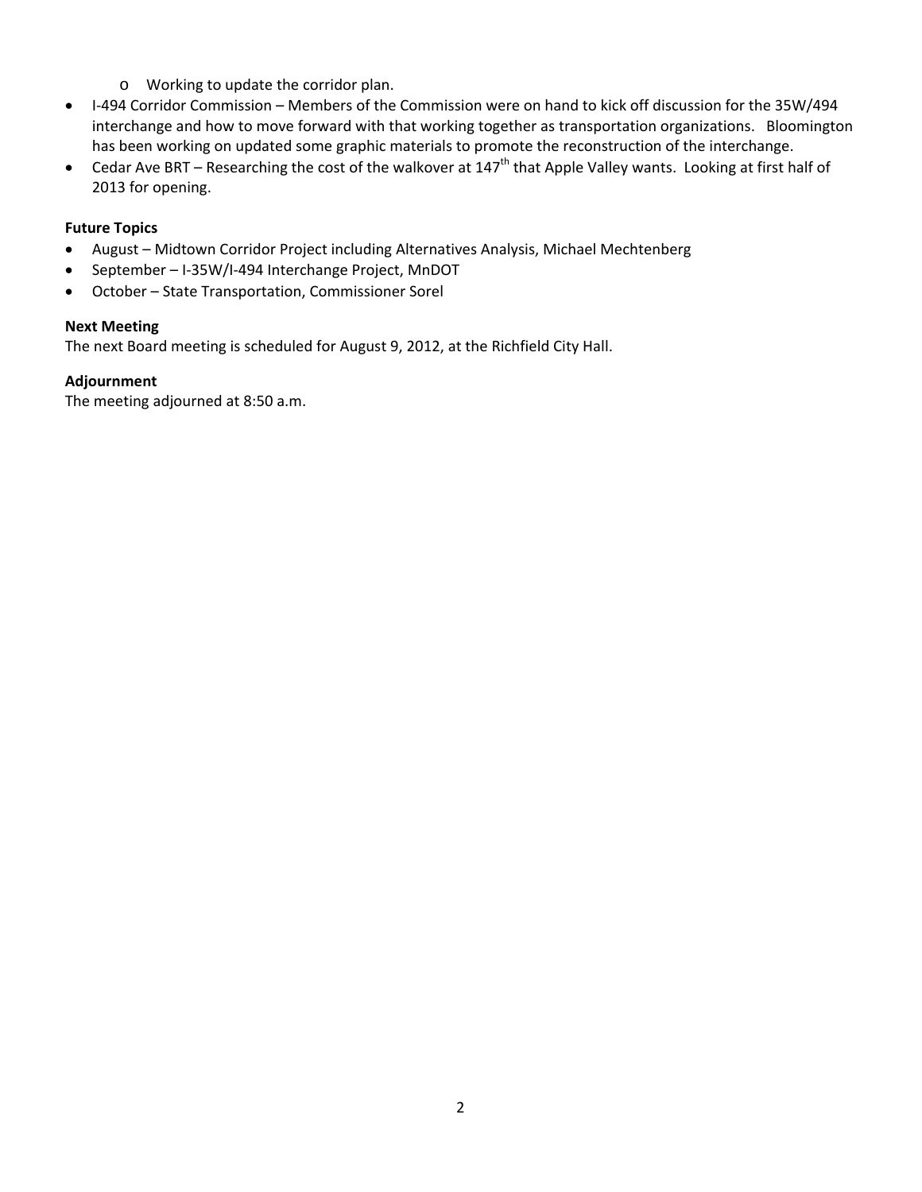- Working to update the corridor plan.
- I-494 Corridor Commission – Members of the Commission were on hand to kick off discussion for the 35W/494 interchange and how to move forward with that working together as transportation organizations. Bloomington has been working on updated some graphic materials to promote the reconstruction of the interchange.
- Cedar Ave BRT – Researching the cost of the walkover at 147th that Apple Valley wants. Looking at first half of 2013 for opening.

**Future Topics**

- August – Midtown Corridor Project including Alternatives Analysis, Michael Mechtenberg
- September – I-35W/I-494 Interchange Project, MnDOT
- October – State Transportation, Commissioner Sorel

**Next Meeting**

The next Board meeting is scheduled for August 9, 2012, at the Richfield City Hall.

**Adjournment**

The meeting adjourned at 8:50 a.m.